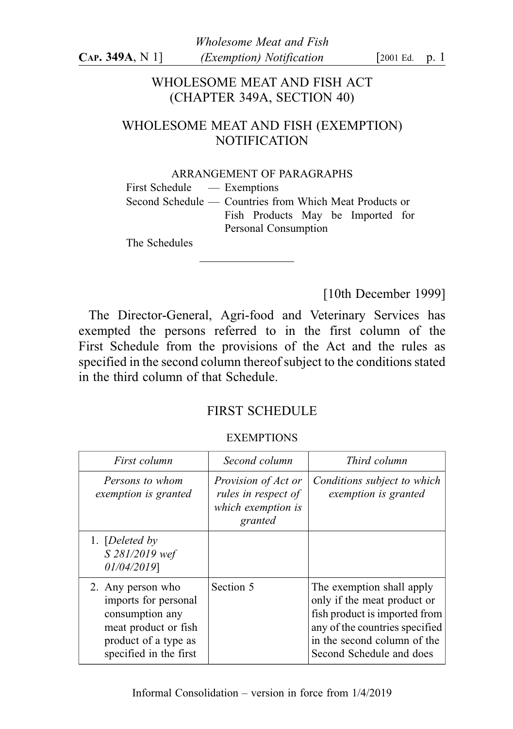# WHOLESOME MEAT AND FISH ACT
## (CHAPTER 349A, SECTION 40)

## WHOLESOME MEAT AND FISH (EXEMPTION) NOTIFICATION

ARRANGEMENT OF PARAGRAPHS

First Schedule — Exemptions

Second Schedule — Countries from Which Meat Products or Fish Products May be Imported for Personal Consumption

The Schedules

---

[10th December 1999]

The Director-General, Agri-food and Veterinary Services has exempted the persons referred to in the first column of the First Schedule from the provisions of the Act and the rules as specified in the second column thereof subject to the conditions stated in the third column of that Schedule.

## FIRST SCHEDULE

EXEMPTIONS

| *First column* | *Second column* | *Third column* |
|---|---|---|
| *Persons to whom exemption is granted* | *Provision of Act or rules in respect of which exemption is granted* | *Conditions subject to which exemption is granted* |
| 1. [*Deleted by S 281/2019 wef 01/04/2019*] | | |
| 2. Any person who imports for personal consumption any meat product or fish product of a type as specified in the first | Section 5 | The exemption shall apply only if the meat product or fish product is imported from any of the countries specified in the second column of the Second Schedule and does |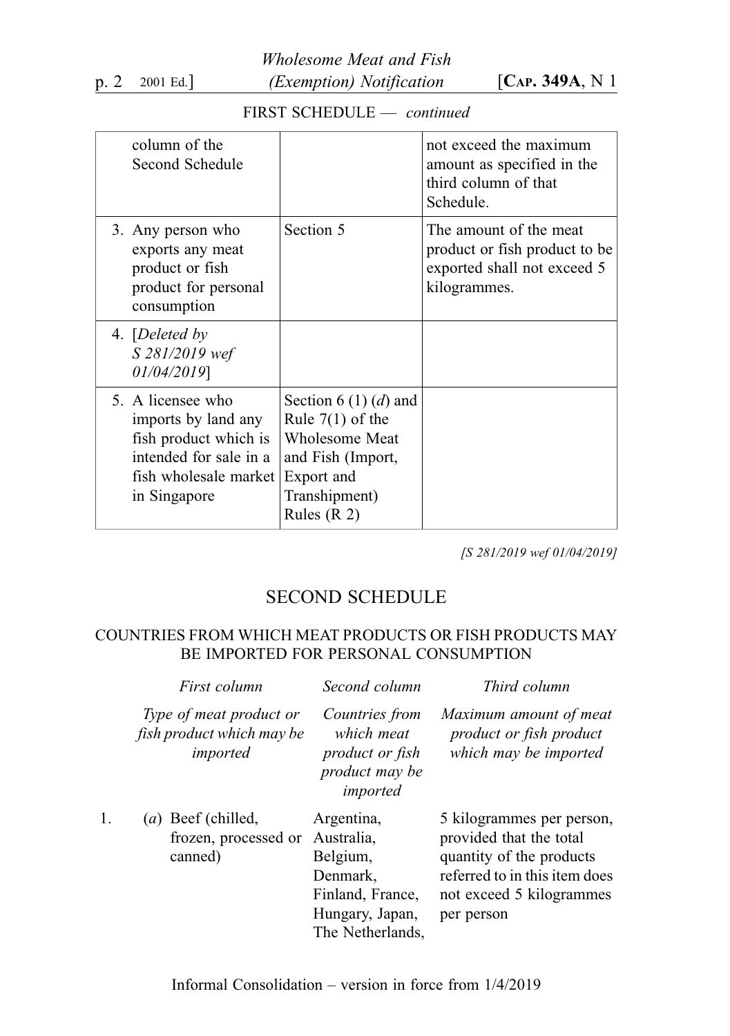FIRST SCHEDULE — *continued*

| | | |
|---|---|---|
| column of the Second Schedule | | not exceed the maximum amount as specified in the third column of that Schedule. |
| 3. Any person who exports any meat product or fish product for personal consumption | Section 5 | The amount of the meat product or fish product to be exported shall not exceed 5 kilogrammes. |
| 4. [*Deleted by S 281/2019 wef 01/04/2019*] | | |
| 5. A licensee who imports by land any fish product which is intended for sale in a fish wholesale market in Singapore | Section 6 (1) (*d*) and Rule 7(1) of the Wholesome Meat and Fish (Import, Export and Transhipment) Rules (R 2) | |

*[S 281/2019 wef 01/04/2019]*

## SECOND SCHEDULE

### COUNTRIES FROM WHICH MEAT PRODUCTS OR FISH PRODUCTS MAY BE IMPORTED FOR PERSONAL CONSUMPTION

| | *First column* | *Second column* | *Third column* |
|---|---|---|---|
| | *Type of meat product or fish product which may be imported* | *Countries from which meat product or fish product may be imported* | *Maximum amount of meat product or fish product which may be imported* |
| 1. | (*a*) Beef (chilled, frozen, processed or canned) | Argentina, Australia, Belgium, Denmark, Finland, France, Hungary, Japan, The Netherlands, | 5 kilogrammes per person, provided that the total quantity of the products referred to in this item does not exceed 5 kilogrammes per person |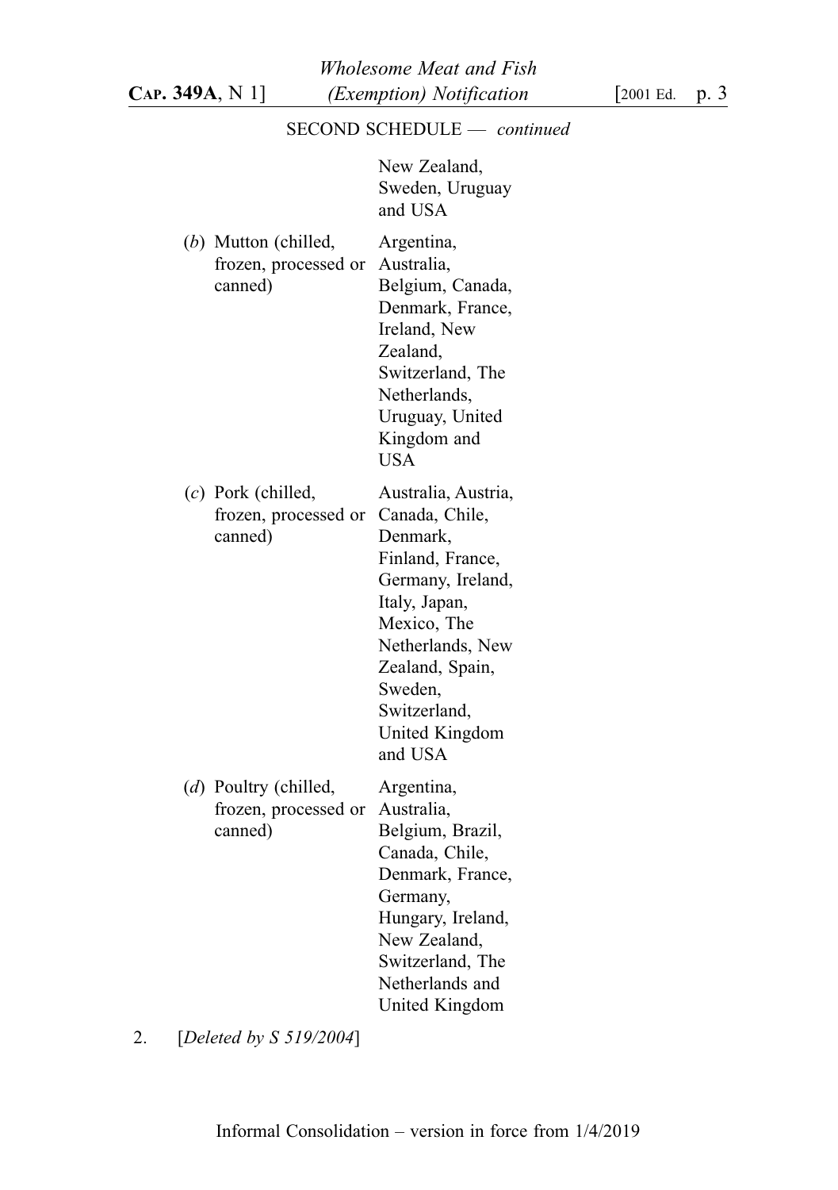SECOND SCHEDULE — *continued*

| | |
|---|---|
| | New Zealand, Sweden, Uruguay and USA |
| (*b*) Mutton (chilled, frozen, processed or canned) | Argentina, Australia, Belgium, Canada, Denmark, France, Ireland, New Zealand, Switzerland, The Netherlands, Uruguay, United Kingdom and USA |
| (*c*) Pork (chilled, frozen, processed or canned) | Australia, Austria, Canada, Chile, Denmark, Finland, France, Germany, Ireland, Italy, Japan, Mexico, The Netherlands, New Zealand, Spain, Sweden, Switzerland, United Kingdom and USA |
| (*d*) Poultry (chilled, frozen, processed or canned) | Argentina, Australia, Belgium, Brazil, Canada, Chile, Denmark, France, Germany, Hungary, Ireland, New Zealand, Switzerland, The Netherlands and United Kingdom |

2. [*Deleted by S 519/2004*]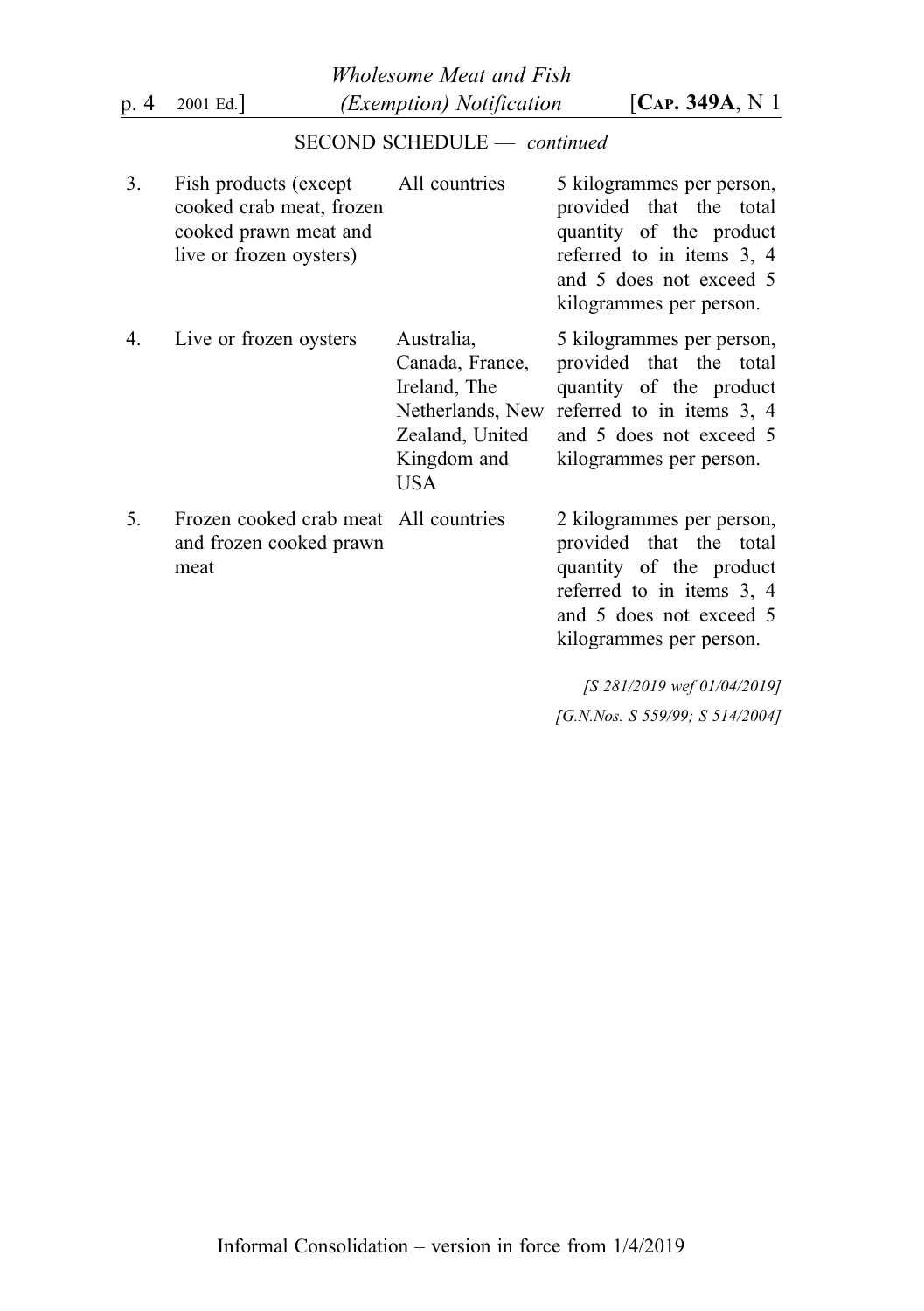SECOND SCHEDULE — *continued*

| | | | |
|---|---|---|---|
| 3. | Fish products (except cooked crab meat, frozen cooked prawn meat and live or frozen oysters) | All countries | 5 kilogrammes per person, provided that the total quantity of the product referred to in items 3, 4 and 5 does not exceed 5 kilogrammes per person. |
| 4. | Live or frozen oysters | Australia, Canada, France, Ireland, The Netherlands, New Zealand, United Kingdom and USA | 5 kilogrammes per person, provided that the total quantity of the product referred to in items 3, 4 and 5 does not exceed 5 kilogrammes per person. |
| 5. | Frozen cooked crab meat and frozen cooked prawn meat | All countries | 2 kilogrammes per person, provided that the total quantity of the product referred to in items 3, 4 and 5 does not exceed 5 kilogrammes per person. |

*[S 281/2019 wef 01/04/2019]*

*[G.N.Nos. S 559/99; S 514/2004]*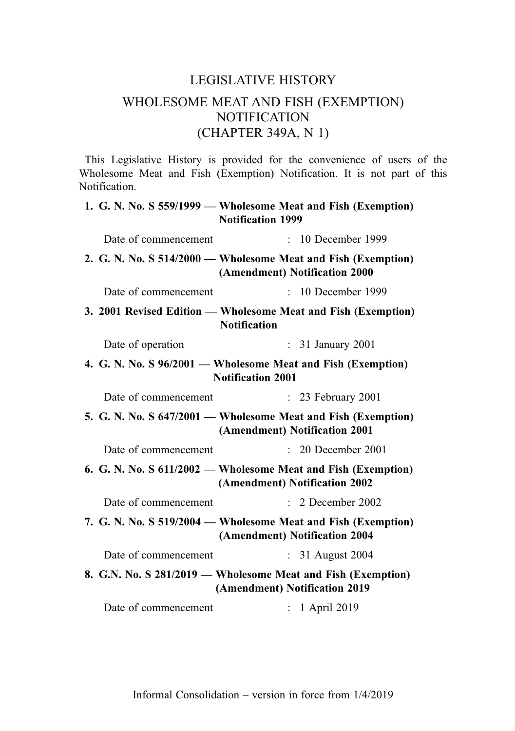# LEGISLATIVE HISTORY

## WHOLESOME MEAT AND FISH (EXEMPTION) NOTIFICATION (CHAPTER 349A, N 1)

This Legislative History is provided for the convenience of users of the Wholesome Meat and Fish (Exemption) Notification. It is not part of this Notification.

**1. G. N. No. S 559/1999 — Wholesome Meat and Fish (Exemption) Notification 1999**

Date of commencement : 10 December 1999

**2. G. N. No. S 514/2000 — Wholesome Meat and Fish (Exemption) (Amendment) Notification 2000**

Date of commencement : 10 December 1999

**3. 2001 Revised Edition — Wholesome Meat and Fish (Exemption) Notification**

Date of operation : 31 January 2001

**4. G. N. No. S 96/2001 — Wholesome Meat and Fish (Exemption) Notification 2001**

Date of commencement : 23 February 2001

**5. G. N. No. S 647/2001 — Wholesome Meat and Fish (Exemption) (Amendment) Notification 2001**

Date of commencement : 20 December 2001

**6. G. N. No. S 611/2002 — Wholesome Meat and Fish (Exemption) (Amendment) Notification 2002**

Date of commencement : 2 December 2002

**7. G. N. No. S 519/2004 — Wholesome Meat and Fish (Exemption) (Amendment) Notification 2004**

Date of commencement : 31 August 2004

**8. G.N. No. S 281/2019 — Wholesome Meat and Fish (Exemption) (Amendment) Notification 2019**

Date of commencement : 1 April 2019